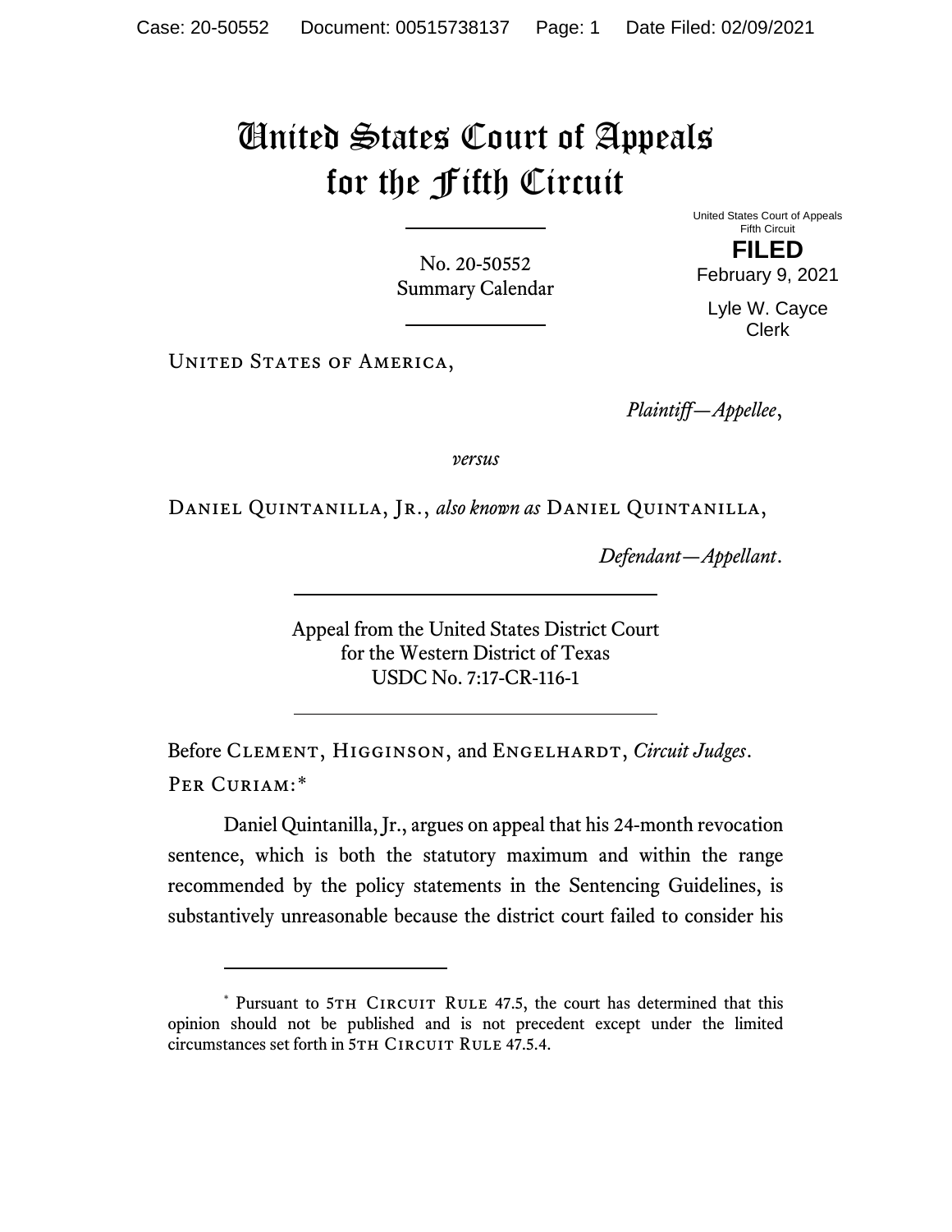# United States Court of Appeals for the Fifth Circuit

No. 20-50552
Summary Calendar

United States Court of Appeals
Fifth Circuit

**FILED**

February 9, 2021

Lyle W. Cayce
Clerk

United States of America,

*Plaintiff—Appellee*,

*versus*

Daniel Quintanilla, Jr., *also known as* Daniel Quintanilla,

*Defendant—Appellant*.

Appeal from the United States District Court
for the Western District of Texas
USDC No. 7:17-CR-116-1

Before Clement, Higginson, and Engelhardt, *Circuit Judges*.

Per Curiam:*

Daniel Quintanilla, Jr., argues on appeal that his 24-month revocation sentence, which is both the statutory maximum and within the range recommended by the policy statements in the Sentencing Guidelines, is substantively unreasonable because the district court failed to consider his

---

* Pursuant to 5th Circuit Rule 47.5, the court has determined that this opinion should not be published and is not precedent except under the limited circumstances set forth in 5th Circuit Rule 47.5.4.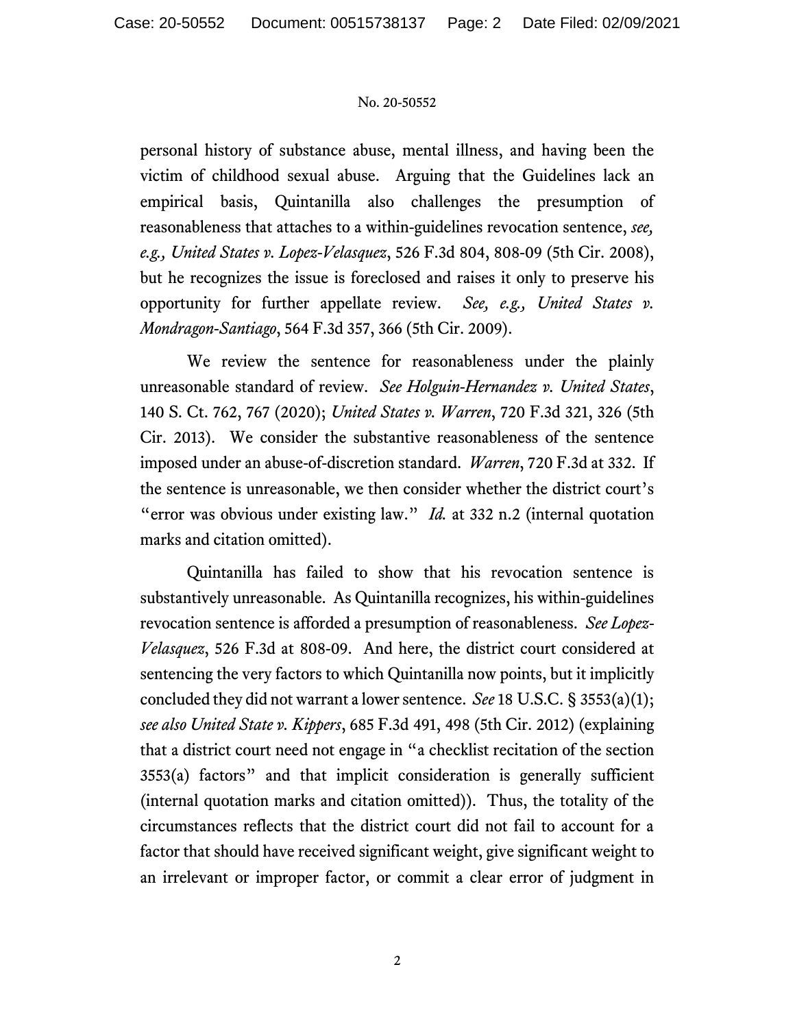personal history of substance abuse, mental illness, and having been the victim of childhood sexual abuse. Arguing that the Guidelines lack an empirical basis, Quintanilla also challenges the presumption of reasonableness that attaches to a within-guidelines revocation sentence, *see, e.g., United States v. Lopez-Velasquez*, 526 F.3d 804, 808-09 (5th Cir. 2008), but he recognizes the issue is foreclosed and raises it only to preserve his opportunity for further appellate review. *See, e.g., United States v. Mondragon-Santiago*, 564 F.3d 357, 366 (5th Cir. 2009).

We review the sentence for reasonableness under the plainly unreasonable standard of review. *See Holguin-Hernandez v. United States*, 140 S. Ct. 762, 767 (2020); *United States v. Warren*, 720 F.3d 321, 326 (5th Cir. 2013). We consider the substantive reasonableness of the sentence imposed under an abuse-of-discretion standard. *Warren*, 720 F.3d at 332. If the sentence is unreasonable, we then consider whether the district court's "error was obvious under existing law." *Id.* at 332 n.2 (internal quotation marks and citation omitted).

Quintanilla has failed to show that his revocation sentence is substantively unreasonable. As Quintanilla recognizes, his within-guidelines revocation sentence is afforded a presumption of reasonableness. *See Lopez-Velasquez*, 526 F.3d at 808-09. And here, the district court considered at sentencing the very factors to which Quintanilla now points, but it implicitly concluded they did not warrant a lower sentence. *See* 18 U.S.C. § 3553(a)(1); *see also United State v. Kippers*, 685 F.3d 491, 498 (5th Cir. 2012) (explaining that a district court need not engage in "a checklist recitation of the section 3553(a) factors" and that implicit consideration is generally sufficient (internal quotation marks and citation omitted)). Thus, the totality of the circumstances reflects that the district court did not fail to account for a factor that should have received significant weight, give significant weight to an irrelevant or improper factor, or commit a clear error of judgment in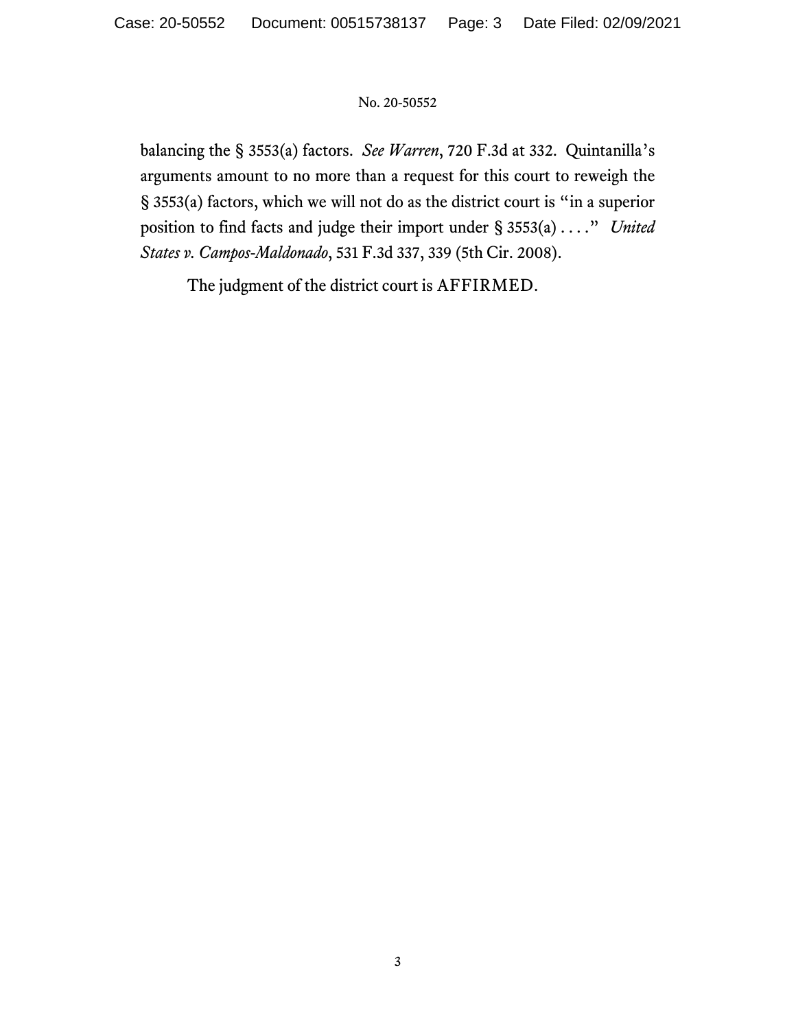balancing the § 3553(a) factors. *See Warren*, 720 F.3d at 332. Quintanilla's arguments amount to no more than a request for this court to reweigh the § 3553(a) factors, which we will not do as the district court is "in a superior position to find facts and judge their import under § 3553(a) . . . ." *United States v. Campos-Maldonado*, 531 F.3d 337, 339 (5th Cir. 2008).

The judgment of the district court is AFFIRMED.